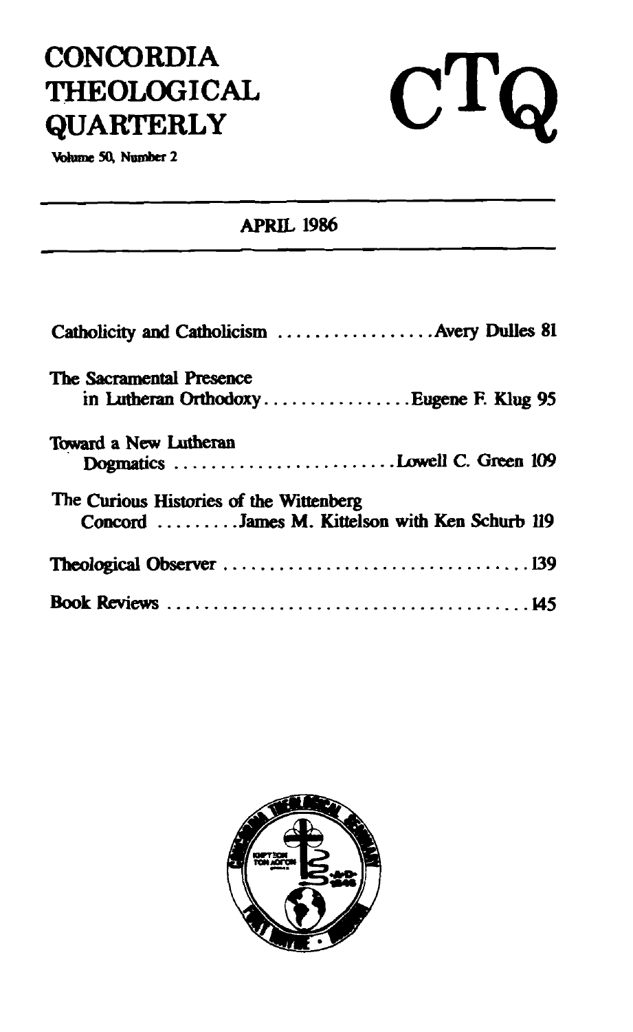# CONCORDIA THEOLOGICAL QUARTERLY

# CTQ

Volume 50, Number 2

## APRIL 1986

| | |
|---|---|
| Catholicity and Catholicism | Avery Dulles 81 |
| The Sacramental Presence in Lutheran Orthodoxy | Eugene F. Klug 95 |
| Toward a New Lutheran Dogmatics | Lowell C. Green 109 |
| The Curious Histories of the Wittenberg Concord | James M. Kittelson with Ken Schurb 119 |
| Theological Observer | 139 |
| Book Reviews | 145 |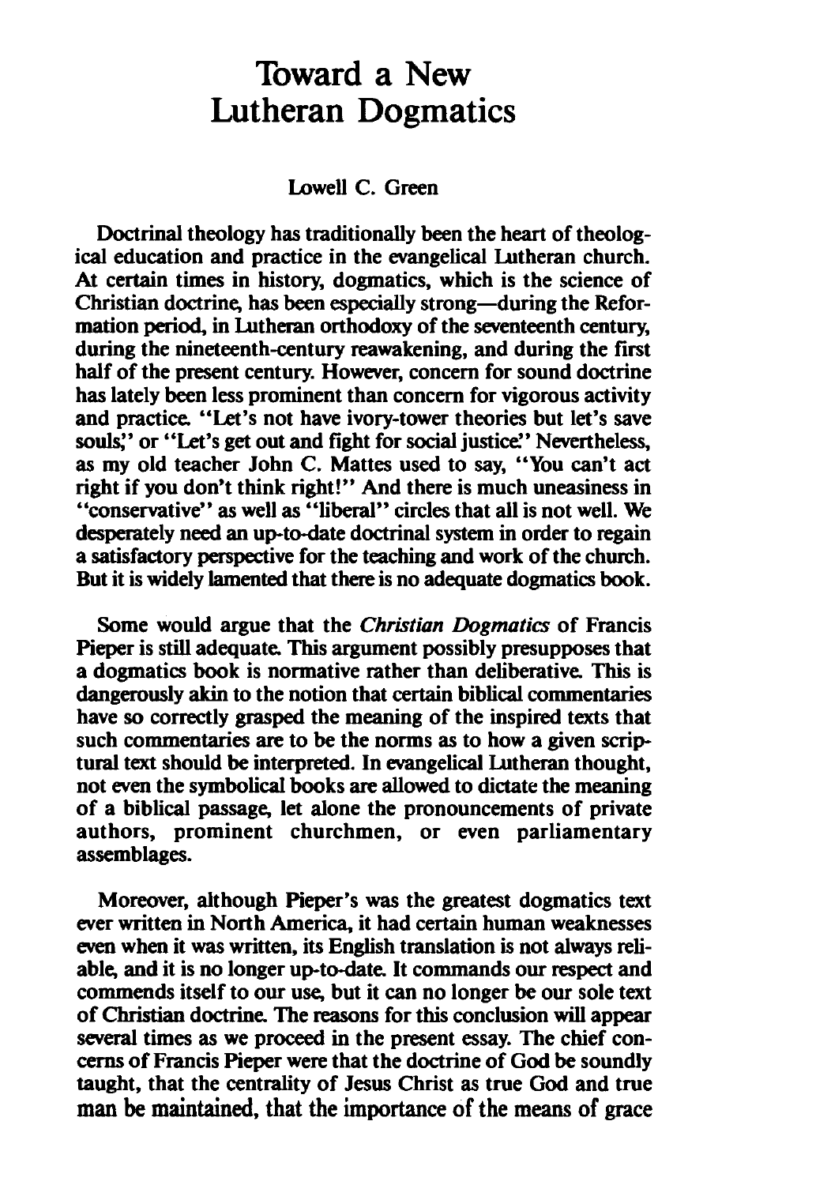# Toward a New Lutheran Dogmatics

Lowell C. Green

Doctrinal theology has traditionally been the heart of theological education and practice in the evangelical Lutheran church. At certain times in history, dogmatics, which is the science of Christian doctrine, has been especially strong—during the Reformation period, in Lutheran orthodoxy of the seventeenth century, during the nineteenth-century reawakening, and during the first half of the present century. However, concern for sound doctrine has lately been less prominent than concern for vigorous activity and practice. "Let's not have ivory-tower theories but let's save souls," or "Let's get out and fight for social justice." Nevertheless, as my old teacher John C. Mattes used to say, "You can't act right if you don't think right!" And there is much uneasiness in "conservative" as well as "liberal" circles that all is not well. We desperately need an up-to-date doctrinal system in order to regain a satisfactory perspective for the teaching and work of the church. But it is widely lamented that there is no adequate dogmatics book.

Some would argue that the *Christian Dogmatics* of Francis Pieper is still adequate. This argument possibly presupposes that a dogmatics book is normative rather than deliberative. This is dangerously akin to the notion that certain biblical commentaries have so correctly grasped the meaning of the inspired texts that such commentaries are to be the norms as to how a given scriptural text should be interpreted. In evangelical Lutheran thought, not even the symbolical books are allowed to dictate the meaning of a biblical passage, let alone the pronouncements of private authors, prominent churchmen, or even parliamentary assemblages.

Moreover, although Pieper's was the greatest dogmatics text ever written in North America, it had certain human weaknesses even when it was written, its English translation is not always reliable, and it is no longer up-to-date. It commands our respect and commends itself to our use, but it can no longer be our sole text of Christian doctrine. The reasons for this conclusion will appear several times as we proceed in the present essay. The chief concerns of Francis Pieper were that the doctrine of God be soundly taught, that the centrality of Jesus Christ as true God and true man be maintained, that the importance of the means of grace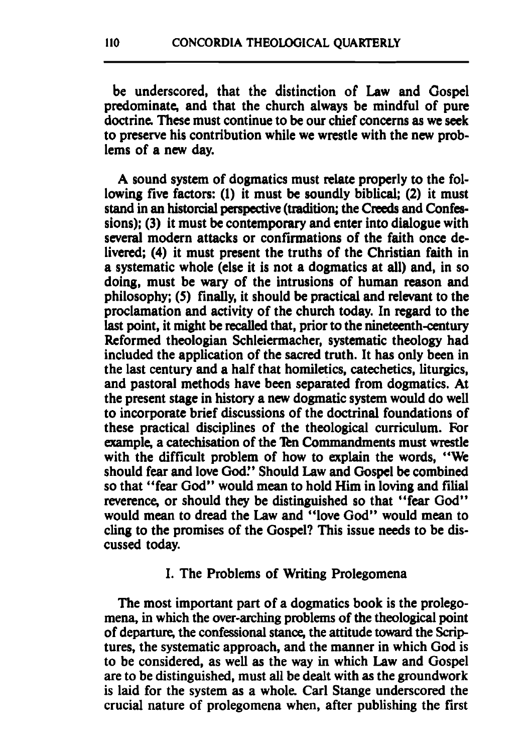be underscored, that the distinction of Law and Gospel predominate, and that the church always be mindful of pure doctrine. These must continue to be our chief concerns as we seek to preserve his contribution while we wrestle with the new problems of a new day.

A sound system of dogmatics must relate properly to the following five factors: (1) it must be soundly biblical; (2) it must stand in an historcial perspective (tradition; the Creeds and Confessions); (3) it must be contemporary and enter into dialogue with several modern attacks or confirmations of the faith once delivered; (4) it must present the truths of the Christian faith in a systematic whole (else it is not a dogmatics at all) and, in so doing, must be wary of the intrusions of human reason and philosophy; (5) finally, it should be practical and relevant to the proclamation and activity of the church today. In regard to the last point, it might be recalled that, prior to the nineteenth-century Reformed theologian Schleiermacher, systematic theology had included the application of the sacred truth. It has only been in the last century and a half that homiletics, catechetics, liturgics, and pastoral methods have been separated from dogmatics. At the present stage in history a new dogmatic system would do well to incorporate brief discussions of the doctrinal foundations of these practical disciplines of the theological curriculum. For example, a catechisation of the Ten Commandments must wrestle with the difficult problem of how to explain the words, "We should fear and love God." Should Law and Gospel be combined so that "fear God" would mean to hold Him in loving and filial reverence, or should they be distinguished so that "fear God" would mean to dread the Law and "love God" would mean to cling to the promises of the Gospel? This issue needs to be discussed today.

## I. The Problems of Writing Prolegomena

The most important part of a dogmatics book is the prolegomena, in which the over-arching problems of the theological point of departure, the confessional stance, the attitude toward the Scriptures, the systematic approach, and the manner in which God is to be considered, as well as the way in which Law and Gospel are to be distinguished, must all be dealt with as the groundwork is laid for the system as a whole. Carl Stange underscored the crucial nature of prolegomena when, after publishing the first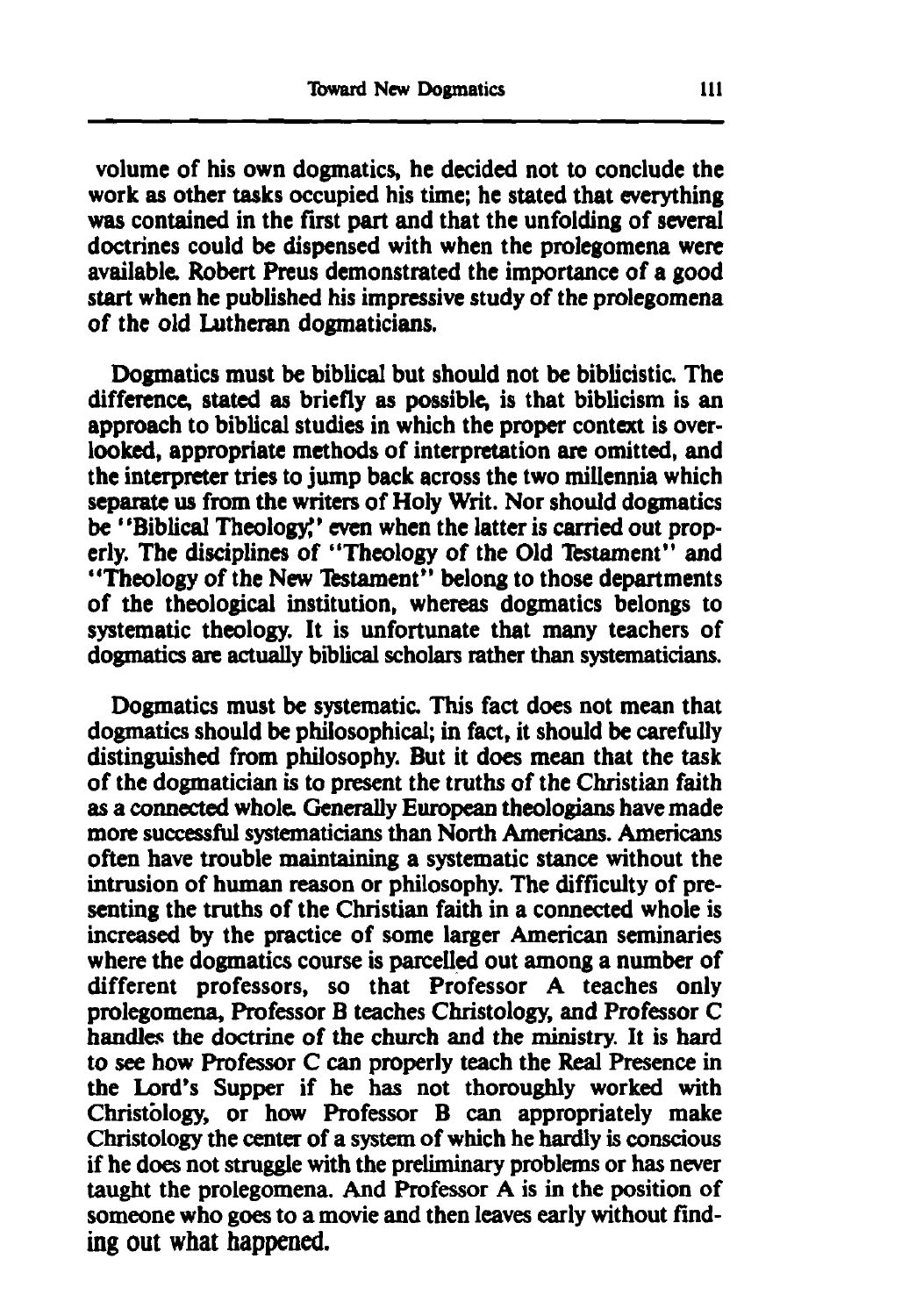volume of his own dogmatics, he decided not to conclude the work as other tasks occupied his time; he stated that everything was contained in the first part and that the unfolding of several doctrines could be dispensed with when the prolegomena were available. Robert Preus demonstrated the importance of a good start when he published his impressive study of the prolegomena of the old Lutheran dogmaticians.

Dogmatics must be biblical but should not be biblicistic. The difference, stated as briefly as possible, is that biblicism is an approach to biblical studies in which the proper context is overlooked, appropriate methods of interpretation are omitted, and the interpreter tries to jump back across the two millennia which separate us from the writers of Holy Writ. Nor should dogmatics be "Biblical Theology," even when the latter is carried out properly. The disciplines of "Theology of the Old Testament" and "Theology of the New Testament" belong to those departments of the theological institution, whereas dogmatics belongs to systematic theology. It is unfortunate that many teachers of dogmatics are actually biblical scholars rather than systematicians.

Dogmatics must be systematic. This fact does not mean that dogmatics should be philosophical; in fact, it should be carefully distinguished from philosophy. But it does mean that the task of the dogmatician is to present the truths of the Christian faith as a connected whole. Generally European theologians have made more successful systematicians than North Americans. Americans often have trouble maintaining a systematic stance without the intrusion of human reason or philosophy. The difficulty of presenting the truths of the Christian faith in a connected whole is increased by the practice of some larger American seminaries where the dogmatics course is parcelled out among a number of different professors, so that Professor A teaches only prolegomena, Professor B teaches Christology, and Professor C handles the doctrine of the church and the ministry. It is hard to see how Professor C can properly teach the Real Presence in the Lord's Supper if he has not thoroughly worked with Christology, or how Professor B can appropriately make Christology the center of a system of which he hardly is conscious if he does not struggle with the preliminary problems or has never taught the prolegomena. And Professor A is in the position of someone who goes to a movie and then leaves early without finding out what happened.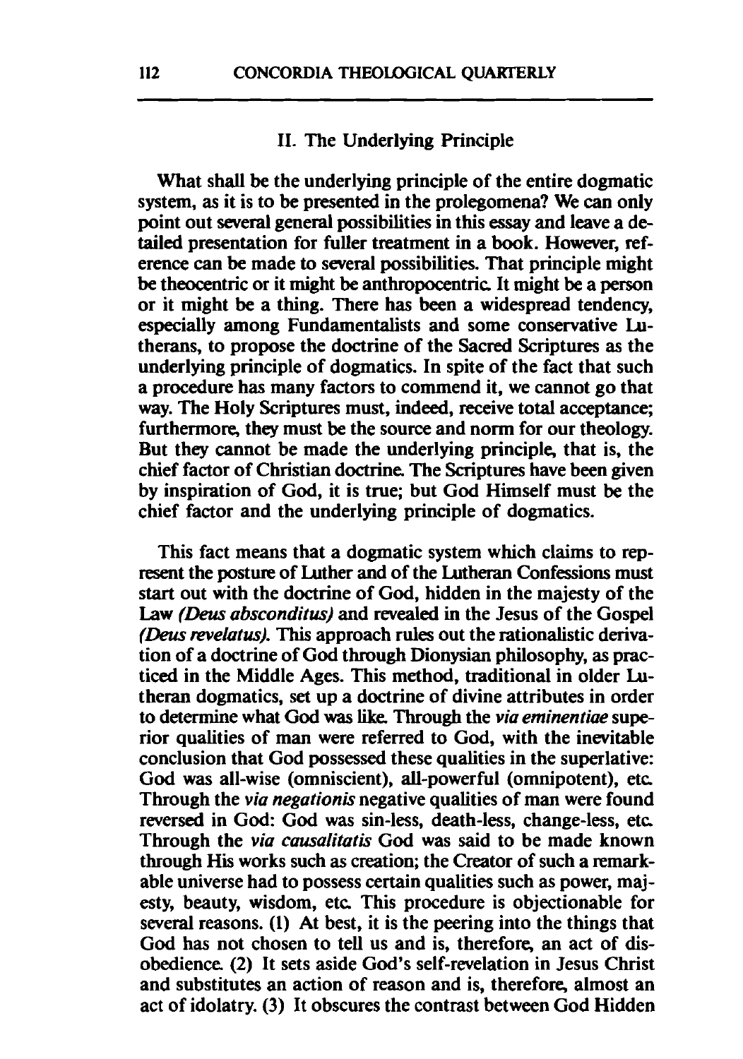## II. The Underlying Principle

What shall be the underlying principle of the entire dogmatic system, as it is to be presented in the prolegomena? We can only point out several general possibilities in this essay and leave a detailed presentation for fuller treatment in a book. However, reference can be made to several possibilities. That principle might be theocentric or it might be anthropocentric. It might be a person or it might be a thing. There has been a widespread tendency, especially among Fundamentalists and some conservative Lutherans, to propose the doctrine of the Sacred Scriptures as the underlying principle of dogmatics. In spite of the fact that such a procedure has many factors to commend it, we cannot go that way. The Holy Scriptures must, indeed, receive total acceptance; furthermore, they must be the source and norm for our theology. But they cannot be made the underlying principle, that is, the chief factor of Christian doctrine. The Scriptures have been given by inspiration of God, it is true; but God Himself must be the chief factor and the underlying principle of dogmatics.

This fact means that a dogmatic system which claims to represent the posture of Luther and of the Lutheran Confessions must start out with the doctrine of God, hidden in the majesty of the Law *(Deus absconditus)* and revealed in the Jesus of the Gospel *(Deus revelatus)*. This approach rules out the rationalistic derivation of a doctrine of God through Dionysian philosophy, as practiced in the Middle Ages. This method, traditional in older Lutheran dogmatics, set up a doctrine of divine attributes in order to determine what God was like. Through the *via eminentiae* superior qualities of man were referred to God, with the inevitable conclusion that God possessed these qualities in the superlative: God was all-wise (omniscient), all-powerful (omnipotent), etc. Through the *via negationis* negative qualities of man were found reversed in God: God was sin-less, death-less, change-less, etc. Through the *via causalitatis* God was said to be made known through His works such as creation; the Creator of such a remarkable universe had to possess certain qualities such as power, majesty, beauty, wisdom, etc. This procedure is objectionable for several reasons. (1) At best, it is the peering into the things that God has not chosen to tell us and is, therefore, an act of disobedience. (2) It sets aside God's self-revelation in Jesus Christ and substitutes an action of reason and is, therefore, almost an act of idolatry. (3) It obscures the contrast between God Hidden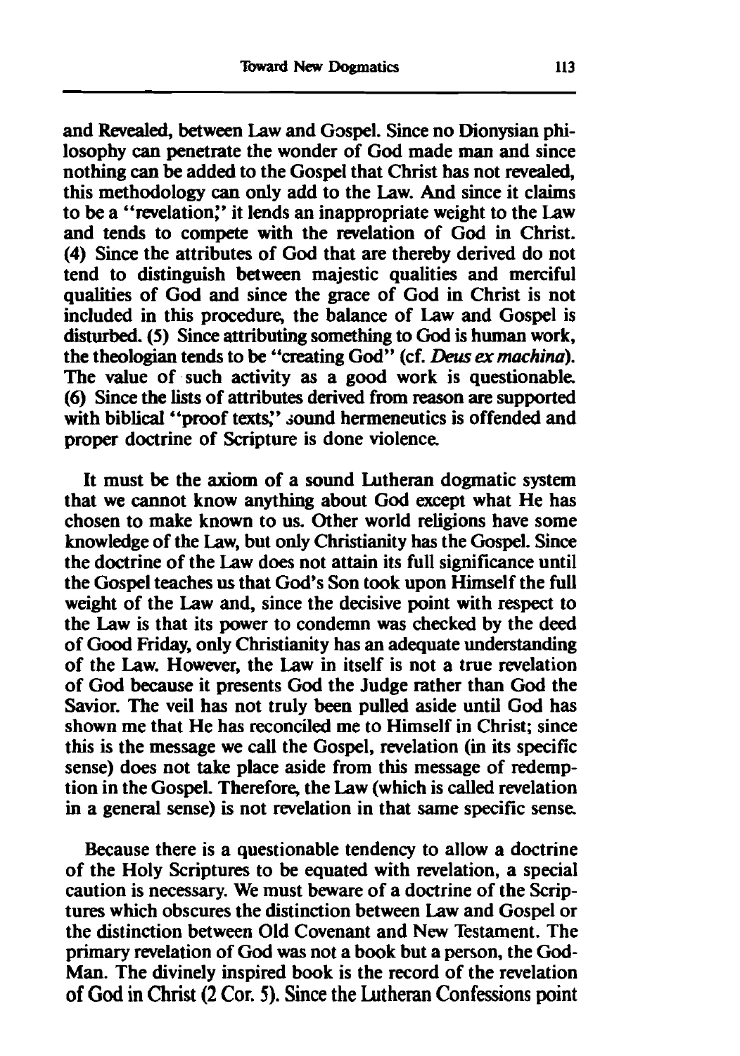and Revealed, between Law and Gospel. Since no Dionysian philosophy can penetrate the wonder of God made man and since nothing can be added to the Gospel that Christ has not revealed, this methodology can only add to the Law. And since it claims to be a "revelation," it lends an inappropriate weight to the Law and tends to compete with the revelation of God in Christ. (4) Since the attributes of God that are thereby derived do not tend to distinguish between majestic qualities and merciful qualities of God and since the grace of God in Christ is not included in this procedure, the balance of Law and Gospel is disturbed. (5) Since attributing something to God is human work, the theologian tends to be "creating God" (cf. *Deus ex machina*). The value of such activity as a good work is questionable. (6) Since the lists of attributes derived from reason are supported with biblical "proof texts," sound hermeneutics is offended and proper doctrine of Scripture is done violence.

It must be the axiom of a sound Lutheran dogmatic system that we cannot know anything about God except what He has chosen to make known to us. Other world religions have some knowledge of the Law, but only Christianity has the Gospel. Since the doctrine of the Law does not attain its full significance until the Gospel teaches us that God's Son took upon Himself the full weight of the Law and, since the decisive point with respect to the Law is that its power to condemn was checked by the deed of Good Friday, only Christianity has an adequate understanding of the Law. However, the Law in itself is not a true revelation of God because it presents God the Judge rather than God the Savior. The veil has not truly been pulled aside until God has shown me that He has reconciled me to Himself in Christ; since this is the message we call the Gospel, revelation (in its specific sense) does not take place aside from this message of redemption in the Gospel. Therefore, the Law (which is called revelation in a general sense) is not revelation in that same specific sense.

Because there is a questionable tendency to allow a doctrine of the Holy Scriptures to be equated with revelation, a special caution is necessary. We must beware of a doctrine of the Scriptures which obscures the distinction between Law and Gospel or the distinction between Old Covenant and New Testament. The primary revelation of God was not a book but a person, the God-Man. The divinely inspired book is the record of the revelation of God in Christ (2 Cor. 5). Since the Lutheran Confessions point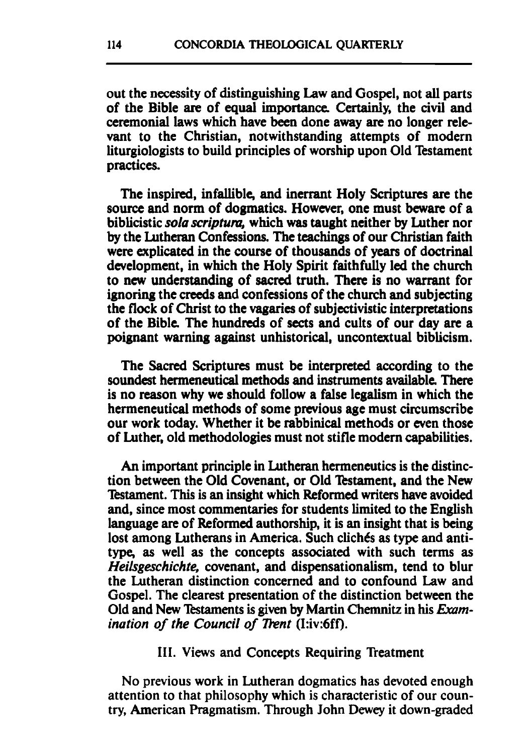out the necessity of distinguishing Law and Gospel, not all parts of the Bible are of equal importance. Certainly, the civil and ceremonial laws which have been done away are no longer relevant to the Christian, notwithstanding attempts of modern liturgiologists to build principles of worship upon Old Testament practices.

The inspired, infallible, and inerrant Holy Scriptures are the source and norm of dogmatics. However, one must beware of a biblicistic *sola scriptura*, which was taught neither by Luther nor by the Lutheran Confessions. The teachings of our Christian faith were explicated in the course of thousands of years of doctrinal development, in which the Holy Spirit faithfully led the church to new understanding of sacred truth. There is no warrant for ignoring the creeds and confessions of the church and subjecting the flock of Christ to the vagaries of subjectivistic interpretations of the Bible. The hundreds of sects and cults of our day are a poignant warning against unhistorical, uncontextual biblicism.

The Sacred Scriptures must be interpreted according to the soundest hermeneutical methods and instruments available. There is no reason why we should follow a false legalism in which the hermeneutical methods of some previous age must circumscribe our work today. Whether it be rabbinical methods or even those of Luther, old methodologies must not stifle modern capabilities.

An important principle in Lutheran hermeneutics is the distinction between the Old Covenant, or Old Testament, and the New Testament. This is an insight which Reformed writers have avoided and, since most commentaries for students limited to the English language are of Reformed authorship, it is an insight that is being lost among Lutherans in America. Such clichés as type and antitype, as well as the concepts associated with such terms as *Heilsgeschichte*, covenant, and dispensationalism, tend to blur the Lutheran distinction concerned and to confound Law and Gospel. The clearest presentation of the distinction between the Old and New Testaments is given by Martin Chemnitz in his *Examination of the Council of Trent* (I:iv:6ff).

## III. Views and Concepts Requiring Treatment

No previous work in Lutheran dogmatics has devoted enough attention to that philosophy which is characteristic of our country, American Pragmatism. Through John Dewey it down-graded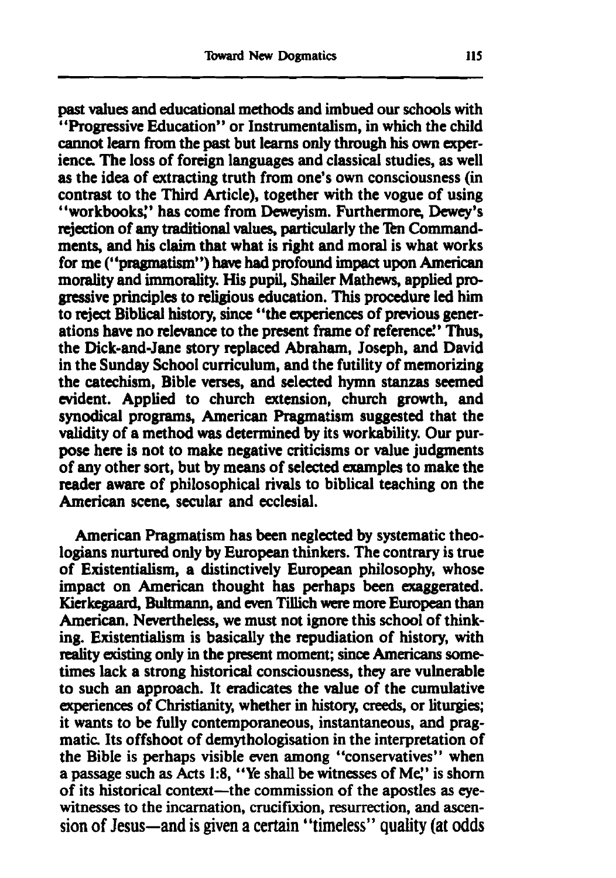past values and educational methods and imbued our schools with "Progressive Education" or Instrumentalism, in which the child cannot learn from the past but learns only through his own experience. The loss of foreign languages and classical studies, as well as the idea of extracting truth from one's own consciousness (in contrast to the Third Article), together with the vogue of using "workbooks," has come from Deweyism. Furthermore, Dewey's rejection of any traditional values, particularly the Ten Commandments, and his claim that what is right and moral is what works for me ("pragmatism") have had profound impact upon American morality and immorality. His pupil, Shailer Mathews, applied progressive principles to religious education. This procedure led him to reject Biblical history, since "the experiences of previous generations have no relevance to the present frame of reference." Thus, the Dick-and-Jane story replaced Abraham, Joseph, and David in the Sunday School curriculum, and the futility of memorizing the catechism, Bible verses, and selected hymn stanzas seemed evident. Applied to church extension, church growth, and synodical programs, American Pragmatism suggested that the validity of a method was determined by its workability. Our purpose here is not to make negative criticisms or value judgments of any other sort, but by means of selected examples to make the reader aware of philosophical rivals to biblical teaching on the American scene, secular and ecclesial.

American Pragmatism has been neglected by systematic theologians nurtured only by European thinkers. The contrary is true of Existentialism, a distinctively European philosophy, whose impact on American thought has perhaps been exaggerated. Kierkegaard, Bultmann, and even Tillich were more European than American. Nevertheless, we must not ignore this school of thinking. Existentialism is basically the repudiation of history, with reality existing only in the present moment; since Americans sometimes lack a strong historical consciousness, they are vulnerable to such an approach. It eradicates the value of the cumulative experiences of Christianity, whether in history, creeds, or liturgies; it wants to be fully contemporaneous, instantaneous, and pragmatic. Its offshoot of demythologisation in the interpretation of the Bible is perhaps visible even among "conservatives" when a passage such as Acts 1:8, "Ye shall be witnesses of Me," is shorn of its historical context—the commission of the apostles as eyewitnesses to the incarnation, crucifixion, resurrection, and ascension of Jesus—and is given a certain "timeless" quality (at odds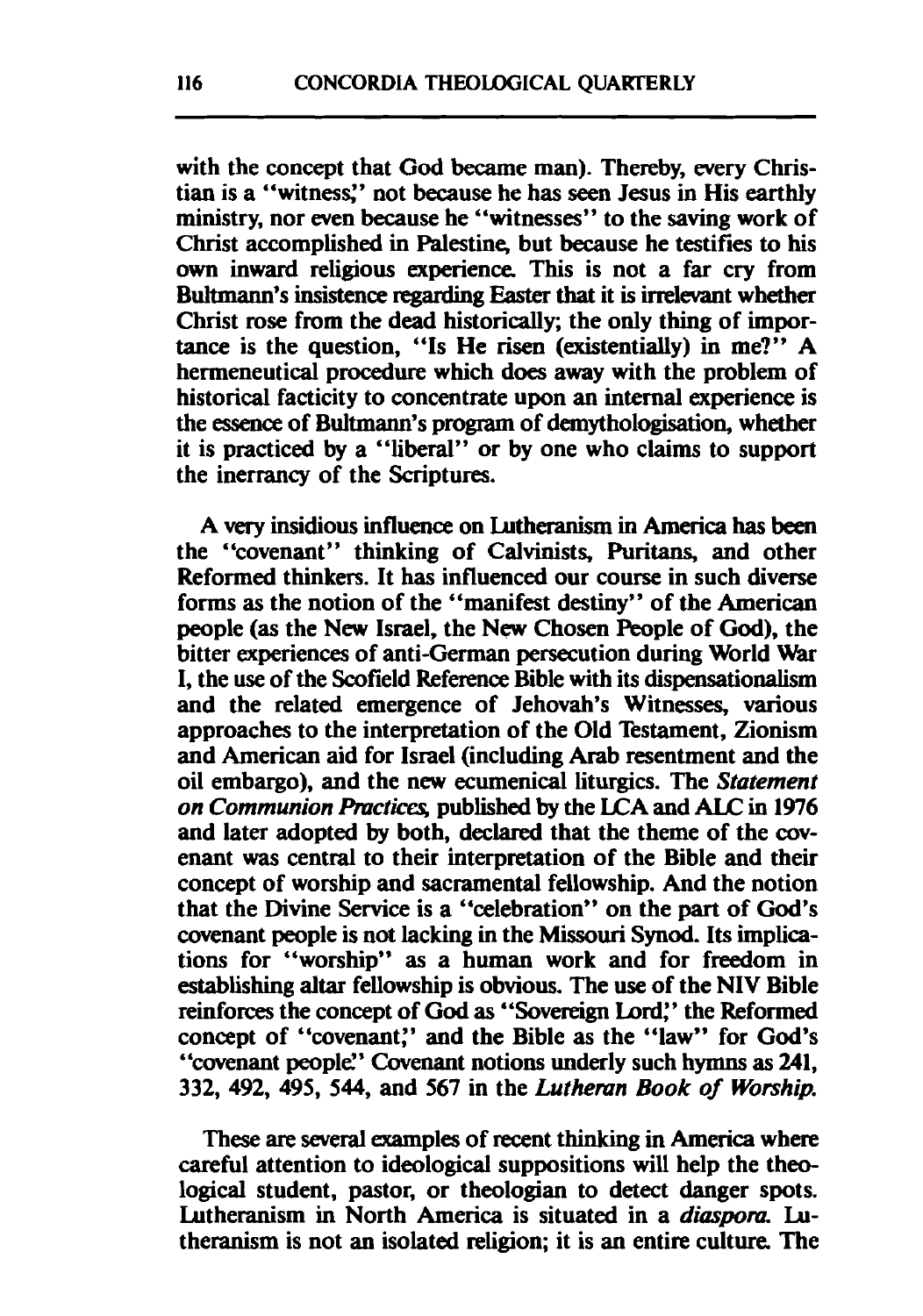with the concept that God became man). Thereby, every Christian is a "witness," not because he has seen Jesus in His earthly ministry, nor even because he "witnesses" to the saving work of Christ accomplished in Palestine, but because he testifies to his own inward religious experience. This is not a far cry from Bultmann's insistence regarding Easter that it is irrelevant whether Christ rose from the dead historically; the only thing of importance is the question, "Is He risen (existentially) in me?" A hermeneutical procedure which does away with the problem of historical facticity to concentrate upon an internal experience is the essence of Bultmann's program of demythologisation, whether it is practiced by a "liberal" or by one who claims to support the inerrancy of the Scriptures.

A very insidious influence on Lutheranism in America has been the "covenant" thinking of Calvinists, Puritans, and other Reformed thinkers. It has influenced our course in such diverse forms as the notion of the "manifest destiny" of the American people (as the New Israel, the New Chosen People of God), the bitter experiences of anti-German persecution during World War I, the use of the Scofield Reference Bible with its dispensationalism and the related emergence of Jehovah's Witnesses, various approaches to the interpretation of the Old Testament, Zionism and American aid for Israel (including Arab resentment and the oil embargo), and the new ecumenical liturgics. The *Statement on Communion Practices*, published by the LCA and ALC in 1976 and later adopted by both, declared that the theme of the covenant was central to their interpretation of the Bible and their concept of worship and sacramental fellowship. And the notion that the Divine Service is a "celebration" on the part of God's covenant people is not lacking in the Missouri Synod. Its implications for "worship" as a human work and for freedom in establishing altar fellowship is obvious. The use of the NIV Bible reinforces the concept of God as "Sovereign Lord," the Reformed concept of "covenant," and the Bible as the "law" for God's "covenant people." Covenant notions underly such hymns as 241, 332, 492, 495, 544, and 567 in the *Lutheran Book of Worship*.

These are several examples of recent thinking in America where careful attention to ideological suppositions will help the theological student, pastor, or theologian to detect danger spots. Lutheranism in North America is situated in a *diaspora*. Lutheranism is not an isolated religion; it is an entire culture. The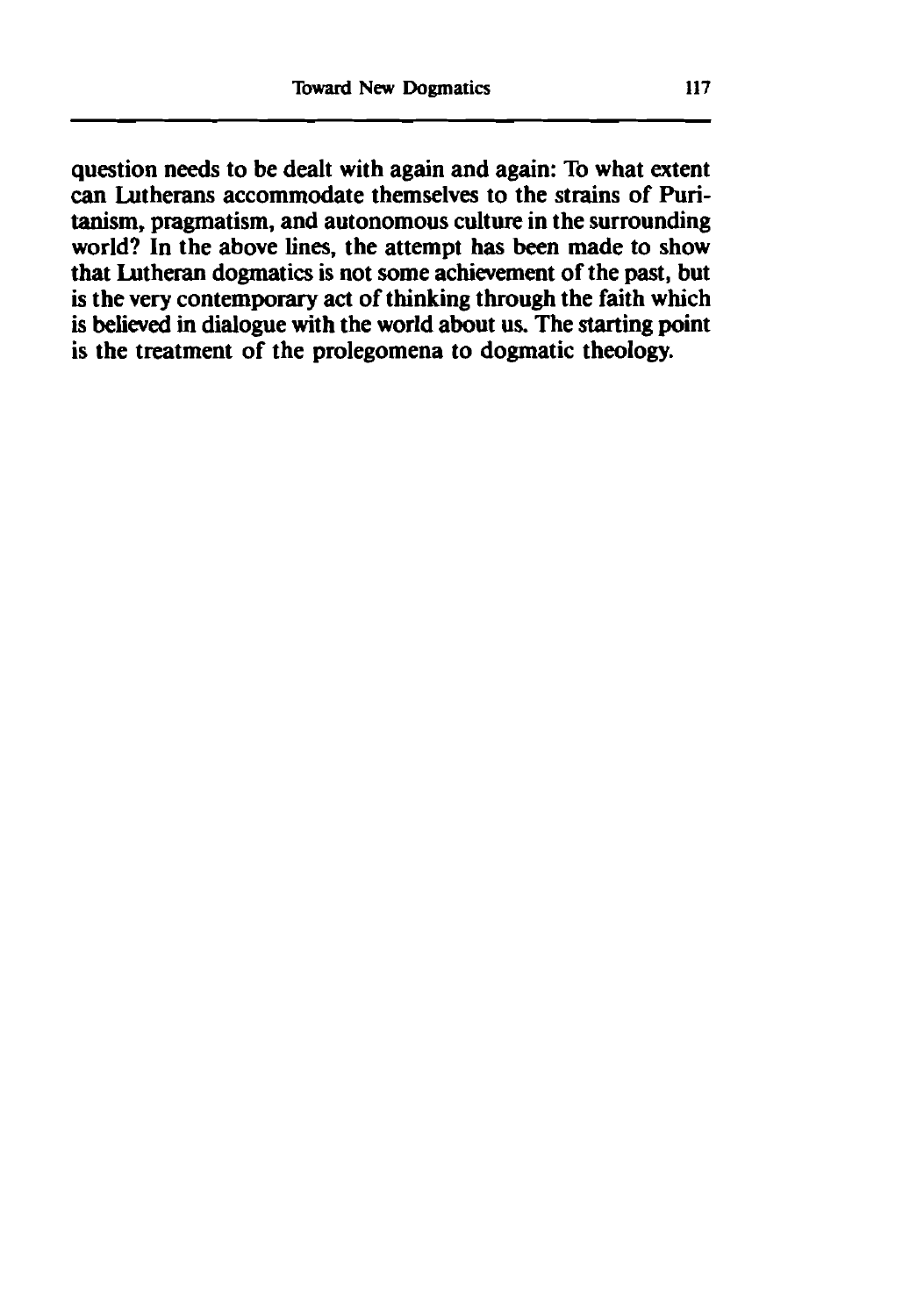question needs to be dealt with again and again: To what extent can Lutherans accommodate themselves to the strains of Puritanism, pragmatism, and autonomous culture in the surrounding world? In the above lines, the attempt has been made to show that Lutheran dogmatics is not some achievement of the past, but is the very contemporary act of thinking through the faith which is believed in dialogue with the world about us. The starting point is the treatment of the prolegomena to dogmatic theology.